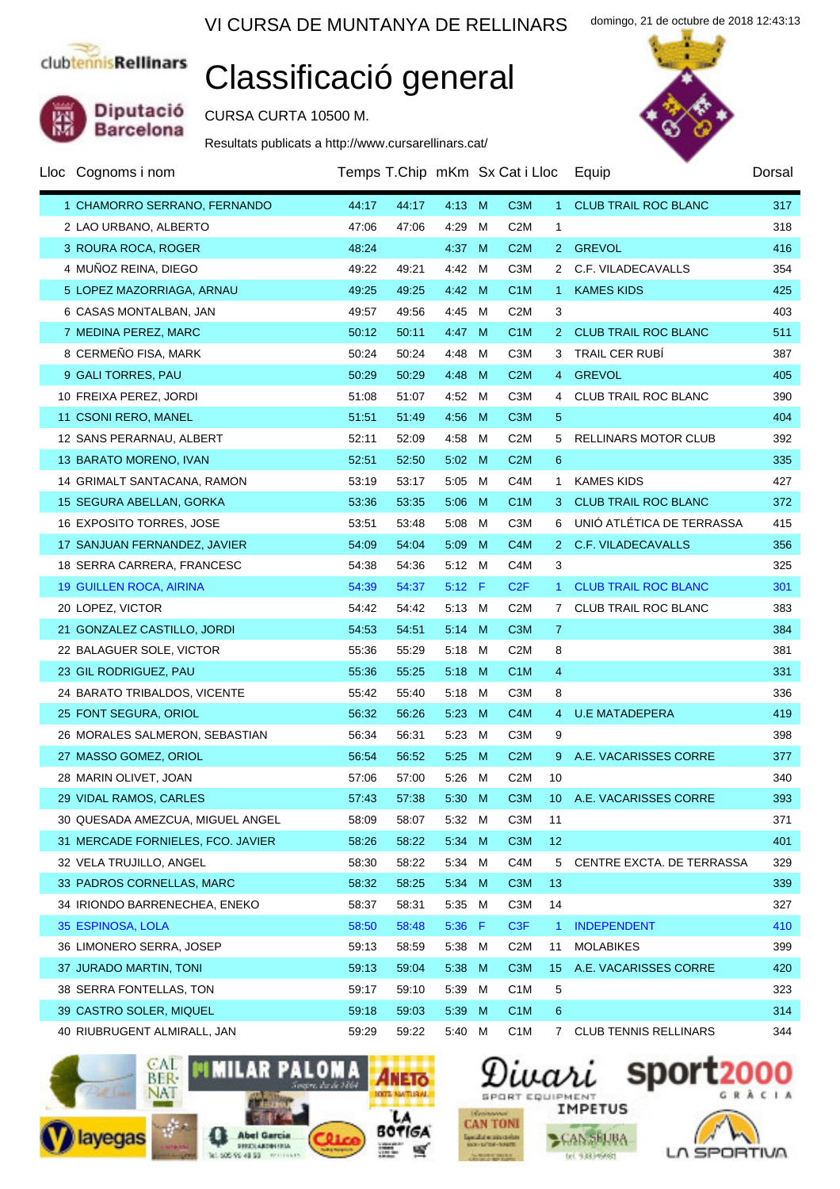VI CURSA DE MUNTANYA DE RELLINARS

domingo, 21 de octubre de 2018 12:43:13

# Classificació general

CURSA CURTA 10500 M.

Resultats publicats a http://www.cursarellinars.cat/

| Lloc | Cognoms i nom | Temps | T.Chip | mKm | Sx | Cat i Lloc | | Equip | Dorsal |
|---|---|---|---|---|---|---|---|---|---|
| 1 | CHAMORRO SERRANO, FERNANDO | 44:17 | 44:17 | 4:13 | M | C3M | 1 | CLUB TRAIL ROC BLANC | 317 |
| 2 | LAO URBANO, ALBERTO | 47:06 | 47:06 | 4:29 | M | C2M | 1 | | 318 |
| 3 | ROURA ROCA, ROGER | 48:24 | | 4:37 | M | C2M | 2 | GREVOL | 416 |
| 4 | MUÑOZ REINA, DIEGO | 49:22 | 49:21 | 4:42 | M | C3M | 2 | C.F. VILADECAVALLS | 354 |
| 5 | LOPEZ MAZORRIAGA, ARNAU | 49:25 | 49:25 | 4:42 | M | C1M | 1 | KAMES KIDS | 425 |
| 6 | CASAS MONTALBAN, JAN | 49:57 | 49:56 | 4:45 | M | C2M | 3 | | 403 |
| 7 | MEDINA PEREZ, MARC | 50:12 | 50:11 | 4:47 | M | C1M | 2 | CLUB TRAIL ROC BLANC | 511 |
| 8 | CERMEÑO FISA, MARK | 50:24 | 50:24 | 4:48 | M | C3M | 3 | TRAIL CER RUBÍ | 387 |
| 9 | GALI TORRES, PAU | 50:29 | 50:29 | 4:48 | M | C2M | 4 | GREVOL | 405 |
| 10 | FREIXA PEREZ, JORDI | 51:08 | 51:07 | 4:52 | M | C3M | 4 | CLUB TRAIL ROC BLANC | 390 |
| 11 | CSONI RERO, MANEL | 51:51 | 51:49 | 4:56 | M | C3M | 5 | | 404 |
| 12 | SANS PERARNAU, ALBERT | 52:11 | 52:09 | 4:58 | M | C2M | 5 | RELLINARS MOTOR CLUB | 392 |
| 13 | BARATO MORENO, IVAN | 52:51 | 52:50 | 5:02 | M | C2M | 6 | | 335 |
| 14 | GRIMALT SANTACANA, RAMON | 53:19 | 53:17 | 5:05 | M | C4M | 1 | KAMES KIDS | 427 |
| 15 | SEGURA ABELLAN, GORKA | 53:36 | 53:35 | 5:06 | M | C1M | 3 | CLUB TRAIL ROC BLANC | 372 |
| 16 | EXPOSITO TORRES, JOSE | 53:51 | 53:48 | 5:08 | M | C3M | 6 | UNIÓ ATLÉTICA DE TERRASSA | 415 |
| 17 | SANJUAN FERNANDEZ, JAVIER | 54:09 | 54:04 | 5:09 | M | C4M | 2 | C.F. VILADECAVALLS | 356 |
| 18 | SERRA CARRERA, FRANCESC | 54:38 | 54:36 | 5:12 | M | C4M | 3 | | 325 |
| 19 | GUILLEN ROCA, AIRINA | 54:39 | 54:37 | 5:12 | F | C2F | 1 | CLUB TRAIL ROC BLANC | 301 |
| 20 | LOPEZ, VICTOR | 54:42 | 54:42 | 5:13 | M | C2M | 7 | CLUB TRAIL ROC BLANC | 383 |
| 21 | GONZALEZ CASTILLO, JORDI | 54:53 | 54:51 | 5:14 | M | C3M | 7 | | 384 |
| 22 | BALAGUER SOLE, VICTOR | 55:36 | 55:29 | 5:18 | M | C2M | 8 | | 381 |
| 23 | GIL RODRIGUEZ, PAU | 55:36 | 55:25 | 5:18 | M | C1M | 4 | | 331 |
| 24 | BARATO TRIBALDOS, VICENTE | 55:42 | 55:40 | 5:18 | M | C3M | 8 | | 336 |
| 25 | FONT SEGURA, ORIOL | 56:32 | 56:26 | 5:23 | M | C4M | 4 | U.E MATADEPERA | 419 |
| 26 | MORALES SALMERON, SEBASTIAN | 56:34 | 56:31 | 5:23 | M | C3M | 9 | | 398 |
| 27 | MASSO GOMEZ, ORIOL | 56:54 | 56:52 | 5:25 | M | C2M | 9 | A.E. VACARISSES CORRE | 377 |
| 28 | MARIN OLIVET, JOAN | 57:06 | 57:00 | 5:26 | M | C2M | 10 | | 340 |
| 29 | VIDAL RAMOS, CARLES | 57:43 | 57:38 | 5:30 | M | C3M | 10 | A.E. VACARISSES CORRE | 393 |
| 30 | QUESADA AMEZCUA, MIGUEL ANGEL | 58:09 | 58:07 | 5:32 | M | C3M | 11 | | 371 |
| 31 | MERCADE FORNIELES, FCO. JAVIER | 58:26 | 58:22 | 5:34 | M | C3M | 12 | | 401 |
| 32 | VELA TRUJILLO, ANGEL | 58:30 | 58:22 | 5:34 | M | C4M | 5 | CENTRE EXCTA. DE TERRASSA | 329 |
| 33 | PADROS CORNELLAS, MARC | 58:32 | 58:25 | 5:34 | M | C3M | 13 | | 339 |
| 34 | IRIONDO BARRENECHEA, ENEKO | 58:37 | 58:31 | 5:35 | M | C3M | 14 | | 327 |
| 35 | ESPINOSA, LOLA | 58:50 | 58:48 | 5:36 | F | C3F | 1 | INDEPENDENT | 410 |
| 36 | LIMONERO SERRA, JOSEP | 59:13 | 58:59 | 5:38 | M | C2M | 11 | MOLABIKES | 399 |
| 37 | JURADO MARTIN, TONI | 59:13 | 59:04 | 5:38 | M | C3M | 15 | A.E. VACARISSES CORRE | 420 |
| 38 | SERRA FONTELLAS, TON | 59:17 | 59:10 | 5:39 | M | C1M | 5 | | 323 |
| 39 | CASTRO SOLER, MIQUEL | 59:18 | 59:03 | 5:39 | M | C1M | 6 | | 314 |
| 40 | RIUBRUGENT ALMIRALL, JAN | 59:29 | 59:22 | 5:40 | M | C1M | 7 | CLUB TENNIS RELLINARS | 344 |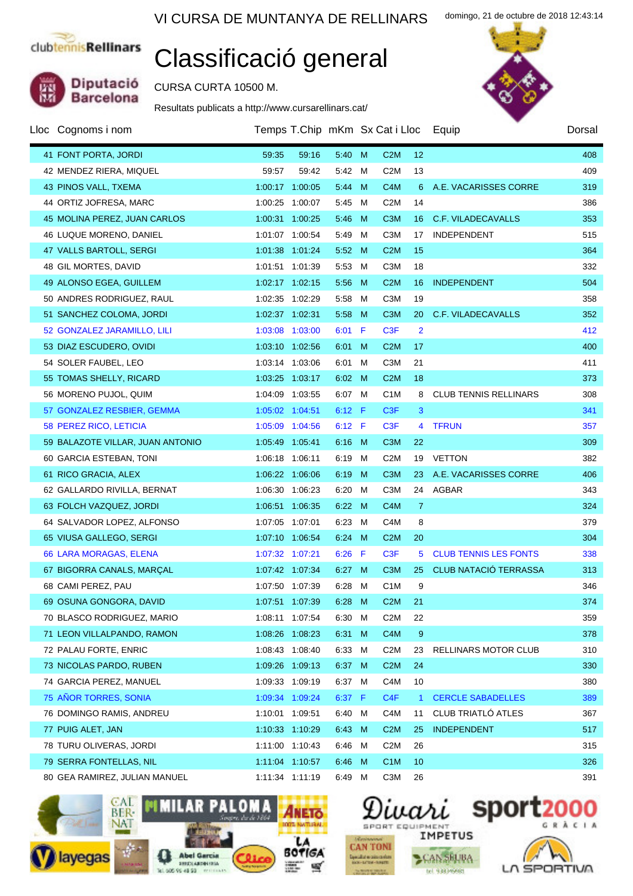VI CURSA DE MUNTANYA DE RELLINARS

domingo, 21 de octubre de 2018 12:43:14

# Classificació general

CURSA CURTA 10500 M.

Resultats publicats a http://www.cursarellinars.cat/

| Lloc | Cognoms i nom | Temps | T.Chip | mKm | Sx | Cat i Lloc | | Equip | Dorsal |
|---|---|---|---|---|---|---|---|---|---|
| 41 | FONT PORTA, JORDI | 59:35 | 59:16 | 5:40 | M | C2M | 12 | | 408 |
| 42 | MENDEZ RIERA, MIQUEL | 59:57 | 59:42 | 5:42 | M | C2M | 13 | | 409 |
| 43 | PINOS VALL, TXEMA | 1:00:17 | 1:00:05 | 5:44 | M | C4M | 6 | A.E. VACARISSES CORRE | 319 |
| 44 | ORTIZ JOFRESA, MARC | 1:00:25 | 1:00:07 | 5:45 | M | C2M | 14 | | 386 |
| 45 | MOLINA PEREZ, JUAN CARLOS | 1:00:31 | 1:00:25 | 5:46 | M | C3M | 16 | C.F. VILADECAVALLS | 353 |
| 46 | LUQUE MORENO, DANIEL | 1:01:07 | 1:00:54 | 5:49 | M | C3M | 17 | INDEPENDENT | 515 |
| 47 | VALLS BARTOLL, SERGI | 1:01:38 | 1:01:24 | 5:52 | M | C2M | 15 | | 364 |
| 48 | GIL MORTES, DAVID | 1:01:51 | 1:01:39 | 5:53 | M | C3M | 18 | | 332 |
| 49 | ALONSO EGEA, GUILLEM | 1:02:17 | 1:02:15 | 5:56 | M | C2M | 16 | INDEPENDENT | 504 |
| 50 | ANDRES RODRIGUEZ, RAUL | 1:02:35 | 1:02:29 | 5:58 | M | C3M | 19 | | 358 |
| 51 | SANCHEZ COLOMA, JORDI | 1:02:37 | 1:02:31 | 5:58 | M | C3M | 20 | C.F. VILADECAVALLS | 352 |
| 52 | GONZALEZ JARAMILLO, LILI | 1:03:08 | 1:03:00 | 6:01 | F | C3F | 2 | | 412 |
| 53 | DIAZ ESCUDERO, OVIDI | 1:03:10 | 1:02:56 | 6:01 | M | C2M | 17 | | 400 |
| 54 | SOLER FAUBEL, LEO | 1:03:14 | 1:03:06 | 6:01 | M | C3M | 21 | | 411 |
| 55 | TOMAS SHELLY, RICARD | 1:03:25 | 1:03:17 | 6:02 | M | C2M | 18 | | 373 |
| 56 | MORENO PUJOL, QUIM | 1:04:09 | 1:03:55 | 6:07 | M | C1M | 8 | CLUB TENNIS RELLINARS | 308 |
| 57 | GONZALEZ RESBIER, GEMMA | 1:05:02 | 1:04:51 | 6:12 | F | C3F | 3 | | 341 |
| 58 | PEREZ RICO, LETICIA | 1:05:09 | 1:04:56 | 6:12 | F | C3F | 4 | TFRUN | 357 |
| 59 | BALAZOTE VILLAR, JUAN ANTONIO | 1:05:49 | 1:05:41 | 6:16 | M | C3M | 22 | | 309 |
| 60 | GARCIA ESTEBAN, TONI | 1:06:18 | 1:06:11 | 6:19 | M | C2M | 19 | VETTON | 382 |
| 61 | RICO GRACIA, ALEX | 1:06:22 | 1:06:06 | 6:19 | M | C3M | 23 | A.E. VACARISSES CORRE | 406 |
| 62 | GALLARDO RIVILLA, BERNAT | 1:06:30 | 1:06:23 | 6:20 | M | C3M | 24 | AGBAR | 343 |
| 63 | FOLCH VAZQUEZ, JORDI | 1:06:51 | 1:06:35 | 6:22 | M | C4M | 7 | | 324 |
| 64 | SALVADOR LOPEZ, ALFONSO | 1:07:05 | 1:07:01 | 6:23 | M | C4M | 8 | | 379 |
| 65 | VIUSA GALLEGO, SERGI | 1:07:10 | 1:06:54 | 6:24 | M | C2M | 20 | | 304 |
| 66 | LARA MORAGAS, ELENA | 1:07:32 | 1:07:21 | 6:26 | F | C3F | 5 | CLUB TENNIS LES FONTS | 338 |
| 67 | BIGORRA CANALS, MARÇAL | 1:07:42 | 1:07:34 | 6:27 | M | C3M | 25 | CLUB NATACIÓ TERRASSA | 313 |
| 68 | CAMI PEREZ, PAU | 1:07:50 | 1:07:39 | 6:28 | M | C1M | 9 | | 346 |
| 69 | OSUNA GONGORA, DAVID | 1:07:51 | 1:07:39 | 6:28 | M | C2M | 21 | | 374 |
| 70 | BLASCO RODRIGUEZ, MARIO | 1:08:11 | 1:07:54 | 6:30 | M | C2M | 22 | | 359 |
| 71 | LEON VILLALPANDO, RAMON | 1:08:26 | 1:08:23 | 6:31 | M | C4M | 9 | | 378 |
| 72 | PALAU FORTE, ENRIC | 1:08:43 | 1:08:40 | 6:33 | M | C2M | 23 | RELLINARS MOTOR CLUB | 310 |
| 73 | NICOLAS PARDO, RUBEN | 1:09:26 | 1:09:13 | 6:37 | M | C2M | 24 | | 330 |
| 74 | GARCIA PEREZ, MANUEL | 1:09:33 | 1:09:19 | 6:37 | M | C4M | 10 | | 380 |
| 75 | AÑOR TORRES, SONIA | 1:09:34 | 1:09:24 | 6:37 | F | C4F | 1 | CERCLE SABADELLES | 389 |
| 76 | DOMINGO RAMIS, ANDREU | 1:10:01 | 1:09:51 | 6:40 | M | C4M | 11 | CLUB TRIATLÓ ATLES | 367 |
| 77 | PUIG ALET, JAN | 1:10:33 | 1:10:29 | 6:43 | M | C2M | 25 | INDEPENDENT | 517 |
| 78 | TURU OLIVERAS, JORDI | 1:11:00 | 1:10:43 | 6:46 | M | C2M | 26 | | 315 |
| 79 | SERRA FONTELLAS, NIL | 1:11:04 | 1:10:57 | 6:46 | M | C1M | 10 | | 326 |
| 80 | GEA RAMIREZ, JULIAN MANUEL | 1:11:34 | 1:11:19 | 6:49 | M | C3M | 26 | | 391 |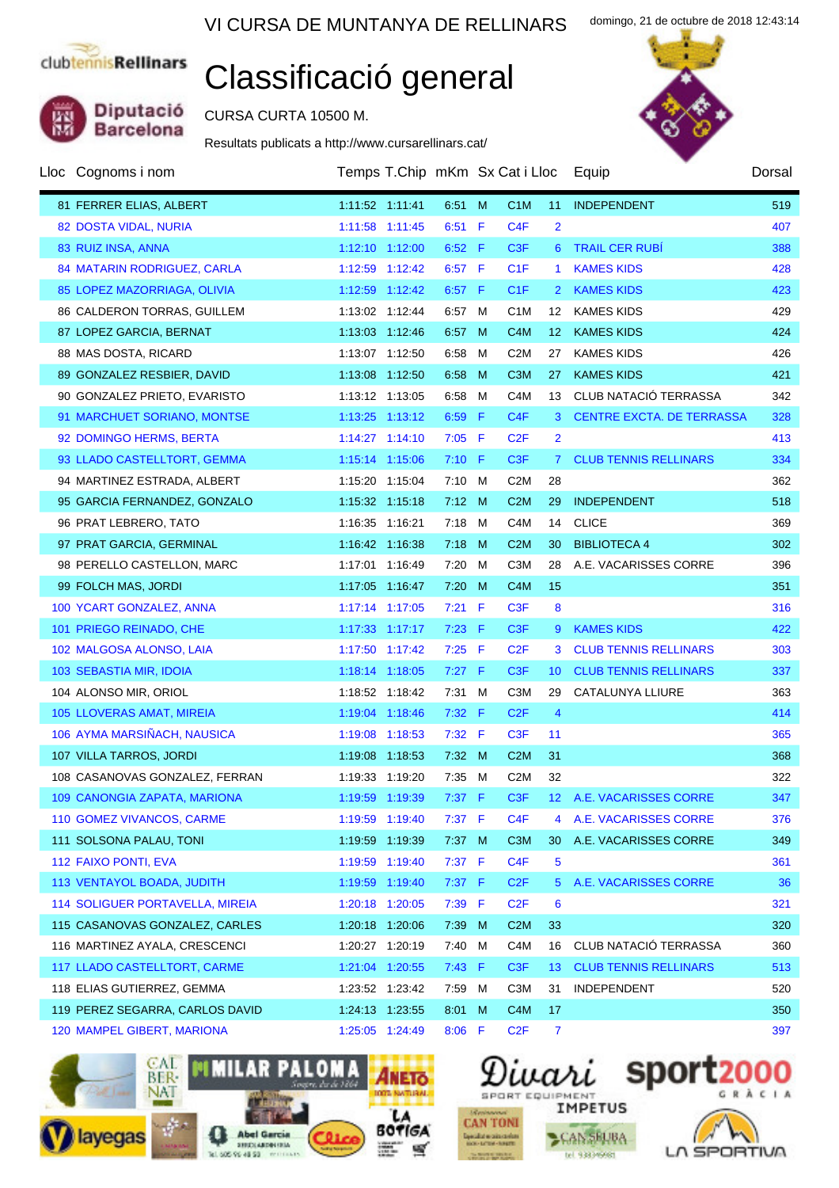VI CURSA DE MUNTANYA DE RELLINARS

domingo, 21 de octubre de 2018 12:43:14

# Classificació general

CURSA CURTA 10500 M.

Resultats publicats a http://www.cursarellinars.cat/

| Lloc | Cognoms i nom | Temps | T.Chip | mKm | Sx | Cat | i Lloc | Equip | Dorsal |
|---|---|---|---|---|---|---|---|---|---|
| 81 | FERRER ELIAS, ALBERT | 1:11:52 | 1:11:41 | 6:51 | M | C1M | 11 | INDEPENDENT | 519 |
| 82 | DOSTA VIDAL, NURIA | 1:11:58 | 1:11:45 | 6:51 | F | C4F | 2 | | 407 |
| 83 | RUIZ INSA, ANNA | 1:12:10 | 1:12:00 | 6:52 | F | C3F | 6 | TRAIL CER RUBÍ | 388 |
| 84 | MATARIN RODRIGUEZ, CARLA | 1:12:59 | 1:12:42 | 6:57 | F | C1F | 1 | KAMES KIDS | 428 |
| 85 | LOPEZ MAZORRIAGA, OLIVIA | 1:12:59 | 1:12:42 | 6:57 | F | C1F | 2 | KAMES KIDS | 423 |
| 86 | CALDERON TORRAS, GUILLEM | 1:13:02 | 1:12:44 | 6:57 | M | C1M | 12 | KAMES KIDS | 429 |
| 87 | LOPEZ GARCIA, BERNAT | 1:13:03 | 1:12:46 | 6:57 | M | C4M | 12 | KAMES KIDS | 424 |
| 88 | MAS DOSTA, RICARD | 1:13:07 | 1:12:50 | 6:58 | M | C2M | 27 | KAMES KIDS | 426 |
| 89 | GONZALEZ RESBIER, DAVID | 1:13:08 | 1:12:50 | 6:58 | M | C3M | 27 | KAMES KIDS | 421 |
| 90 | GONZALEZ PRIETO, EVARISTO | 1:13:12 | 1:13:05 | 6:58 | M | C4M | 13 | CLUB NATACIÓ TERRASSA | 342 |
| 91 | MARCHUET SORIANO, MONTSE | 1:13:25 | 1:13:12 | 6:59 | F | C4F | 3 | CENTRE EXCTA. DE TERRASSA | 328 |
| 92 | DOMINGO HERMS, BERTA | 1:14:27 | 1:14:10 | 7:05 | F | C2F | 2 | | 413 |
| 93 | LLADO CASTELLTORT, GEMMA | 1:15:14 | 1:15:06 | 7:10 | F | C3F | 7 | CLUB TENNIS RELLINARS | 334 |
| 94 | MARTINEZ ESTRADA, ALBERT | 1:15:20 | 1:15:04 | 7:10 | M | C2M | 28 | | 362 |
| 95 | GARCIA FERNANDEZ, GONZALO | 1:15:32 | 1:15:18 | 7:12 | M | C2M | 29 | INDEPENDENT | 518 |
| 96 | PRAT LEBRERO, TATO | 1:16:35 | 1:16:21 | 7:18 | M | C4M | 14 | CLICE | 369 |
| 97 | PRAT GARCIA, GERMINAL | 1:16:42 | 1:16:38 | 7:18 | M | C2M | 30 | BIBLIOTECA 4 | 302 |
| 98 | PERELLO CASTELLON, MARC | 1:17:01 | 1:16:49 | 7:20 | M | C3M | 28 | A.E. VACARISSES CORRE | 396 |
| 99 | FOLCH MAS, JORDI | 1:17:05 | 1:16:47 | 7:20 | M | C4M | 15 | | 351 |
| 100 | YCART GONZALEZ, ANNA | 1:17:14 | 1:17:05 | 7:21 | F | C3F | 8 | | 316 |
| 101 | PRIEGO REINADO, CHE | 1:17:33 | 1:17:17 | 7:23 | F | C3F | 9 | KAMES KIDS | 422 |
| 102 | MALGOSA ALONSO, LAIA | 1:17:50 | 1:17:42 | 7:25 | F | C2F | 3 | CLUB TENNIS RELLINARS | 303 |
| 103 | SEBASTIA MIR, IDOIA | 1:18:14 | 1:18:05 | 7:27 | F | C3F | 10 | CLUB TENNIS RELLINARS | 337 |
| 104 | ALONSO MIR, ORIOL | 1:18:52 | 1:18:42 | 7:31 | M | C3M | 29 | CATALUNYA LLIURE | 363 |
| 105 | LLOVERAS AMAT, MIREIA | 1:19:04 | 1:18:46 | 7:32 | F | C2F | 4 | | 414 |
| 106 | AYMA MARSIÑACH, NAUSICA | 1:19:08 | 1:18:53 | 7:32 | F | C3F | 11 | | 365 |
| 107 | VILLA TARROS, JORDI | 1:19:08 | 1:18:53 | 7:32 | M | C2M | 31 | | 368 |
| 108 | CASANOVAS GONZALEZ, FERRAN | 1:19:33 | 1:19:20 | 7:35 | M | C2M | 32 | | 322 |
| 109 | CANONGIA ZAPATA, MARIONA | 1:19:59 | 1:19:39 | 7:37 | F | C3F | 12 | A.E. VACARISSES CORRE | 347 |
| 110 | GOMEZ VIVANCOS, CARME | 1:19:59 | 1:19:40 | 7:37 | F | C4F | 4 | A.E. VACARISSES CORRE | 376 |
| 111 | SOLSONA PALAU, TONI | 1:19:59 | 1:19:39 | 7:37 | M | C3M | 30 | A.E. VACARISSES CORRE | 349 |
| 112 | FAIXO PONTI, EVA | 1:19:59 | 1:19:40 | 7:37 | F | C4F | 5 | | 361 |
| 113 | VENTAYOL BOADA, JUDITH | 1:19:59 | 1:19:40 | 7:37 | F | C2F | 5 | A.E. VACARISSES CORRE | 36 |
| 114 | SOLIGUER PORTAVELLA, MIREIA | 1:20:18 | 1:20:05 | 7:39 | F | C2F | 6 | | 321 |
| 115 | CASANOVAS GONZALEZ, CARLES | 1:20:18 | 1:20:06 | 7:39 | M | C2M | 33 | | 320 |
| 116 | MARTINEZ AYALA, CRESCENCI | 1:20:27 | 1:20:19 | 7:40 | M | C4M | 16 | CLUB NATACIÓ TERRASSA | 360 |
| 117 | LLADO CASTELLTORT, CARME | 1:21:04 | 1:20:55 | 7:43 | F | C3F | 13 | CLUB TENNIS RELLINARS | 513 |
| 118 | ELIAS GUTIERREZ, GEMMA | 1:23:52 | 1:23:42 | 7:59 | M | C3M | 31 | INDEPENDENT | 520 |
| 119 | PEREZ SEGARRA, CARLOS DAVID | 1:24:13 | 1:23:55 | 8:01 | M | C4M | 17 | | 350 |
| 120 | MAMPEL GIBERT, MARIONA | 1:25:05 | 1:24:49 | 8:06 | F | C2F | 7 | | 397 |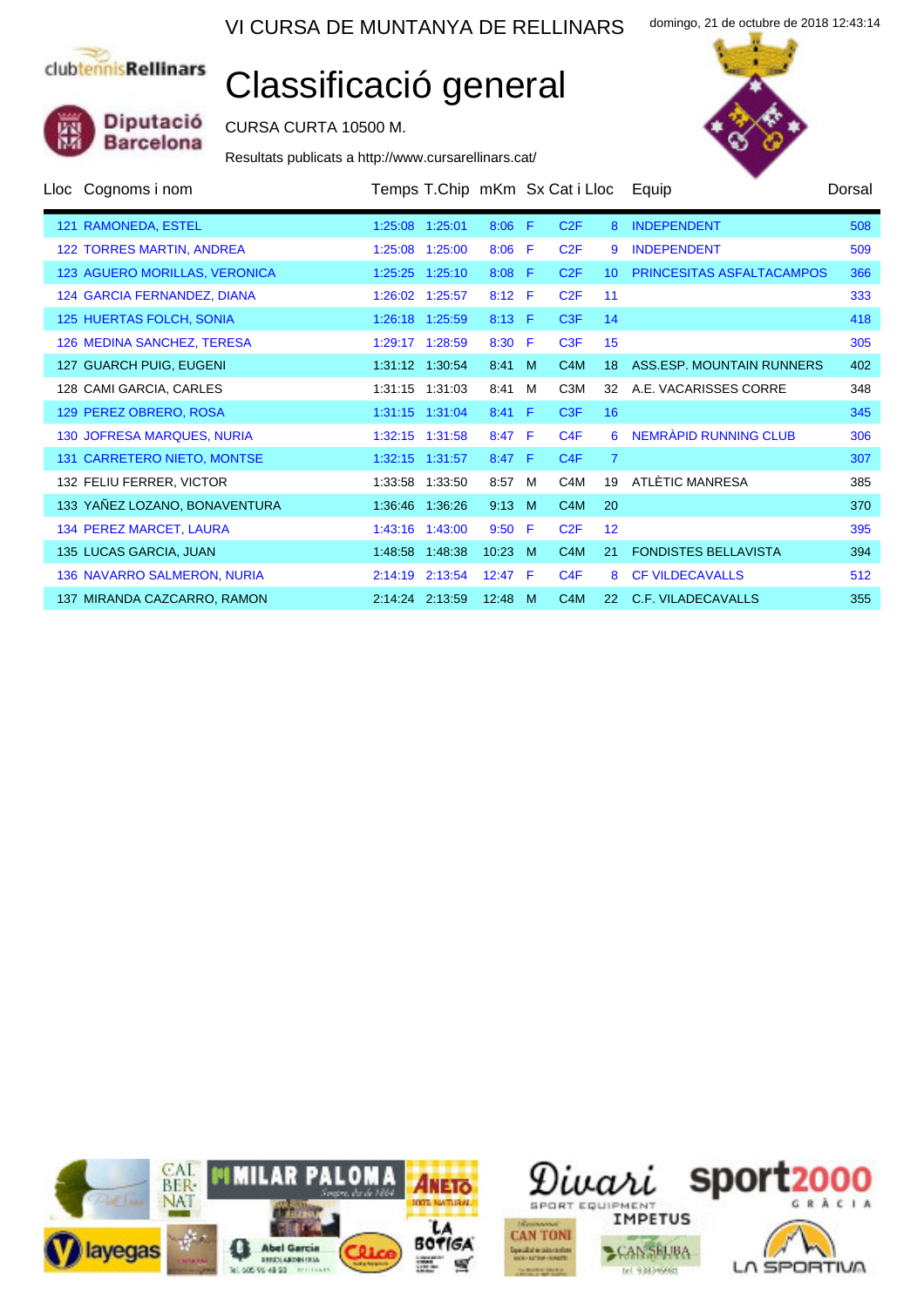VI CURSA DE MUNTANYA DE RELLINARS

domingo, 21 de octubre de 2018 12:43:14

# Classificació general

CURSA CURTA 10500 M.

Resultats publicats a http://www.cursarellinars.cat/

| Lloc | Cognoms i nom | Temps | T.Chip | mKm | Sx | Cat i Lloc | | Equip | Dorsal |
|---|---|---|---|---|---|---|---|---|---|
| 121 | RAMONEDA, ESTEL | 1:25:08 | 1:25:01 | 8:06 | F | C2F | 8 | INDEPENDENT | 508 |
| 122 | TORRES MARTIN, ANDREA | 1:25:08 | 1:25:00 | 8:06 | F | C2F | 9 | INDEPENDENT | 509 |
| 123 | AGUERO MORILLAS, VERONICA | 1:25:25 | 1:25:10 | 8:08 | F | C2F | 10 | PRINCESITAS ASFALTACAMPOS | 366 |
| 124 | GARCIA FERNANDEZ, DIANA | 1:26:02 | 1:25:57 | 8:12 | F | C2F | 11 | | 333 |
| 125 | HUERTAS FOLCH, SONIA | 1:26:18 | 1:25:59 | 8:13 | F | C3F | 14 | | 418 |
| 126 | MEDINA SANCHEZ, TERESA | 1:29:17 | 1:28:59 | 8:30 | F | C3F | 15 | | 305 |
| 127 | GUARCH PUIG, EUGENI | 1:31:12 | 1:30:54 | 8:41 | M | C4M | 18 | ASS.ESP. MOUNTAIN RUNNERS | 402 |
| 128 | CAMI GARCIA, CARLES | 1:31:15 | 1:31:03 | 8:41 | M | C3M | 32 | A.E. VACARISSES CORRE | 348 |
| 129 | PEREZ OBRERO, ROSA | 1:31:15 | 1:31:04 | 8:41 | F | C3F | 16 | | 345 |
| 130 | JOFRESA MARQUES, NURIA | 1:32:15 | 1:31:58 | 8:47 | F | C4F | 6 | NEMRÀPID RUNNING CLUB | 306 |
| 131 | CARRETERO NIETO, MONTSE | 1:32:15 | 1:31:57 | 8:47 | F | C4F | 7 | | 307 |
| 132 | FELIU FERRER, VICTOR | 1:33:58 | 1:33:50 | 8:57 | M | C4M | 19 | ATLÈTIC MANRESA | 385 |
| 133 | YAÑEZ LOZANO, BONAVENTURA | 1:36:46 | 1:36:26 | 9:13 | M | C4M | 20 | | 370 |
| 134 | PEREZ MARCET, LAURA | 1:43:16 | 1:43:00 | 9:50 | F | C2F | 12 | | 395 |
| 135 | LUCAS GARCIA, JUAN | 1:48:58 | 1:48:38 | 10:23 | M | C4M | 21 | FONDISTES BELLAVISTA | 394 |
| 136 | NAVARRO SALMERON, NURIA | 2:14:19 | 2:13:54 | 12:47 | F | C4F | 8 | CF VILDECAVALLS | 512 |
| 137 | MIRANDA CAZCARRO, RAMON | 2:14:24 | 2:13:59 | 12:48 | M | C4M | 22 | C.F. VILADECAVALLS | 355 |